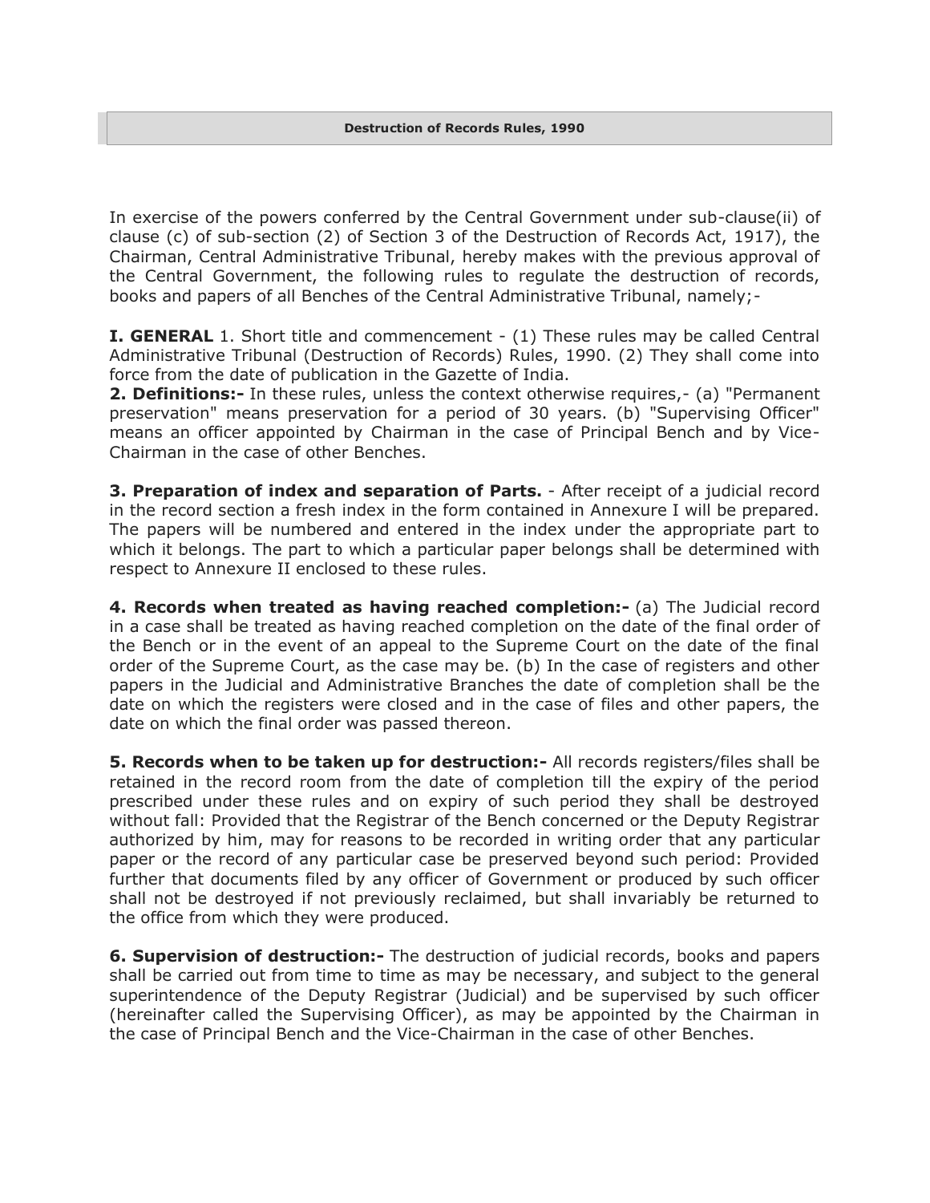# Destruction of Records Rules, 1990

In exercise of the powers conferred by the Central Government under sub-clause(ii) of clause (c) of sub-section (2) of Section 3 of the Destruction of Records Act, 1917), the Chairman, Central Administrative Tribunal, hereby makes with the previous approval of the Central Government, the following rules to regulate the destruction of records, books and papers of all Benches of the Central Administrative Tribunal, namely;-

**I. GENERAL** 1. Short title and commencement - (1) These rules may be called Central Administrative Tribunal (Destruction of Records) Rules, 1990. (2) They shall come into force from the date of publication in the Gazette of India.

**2. Definitions:-** In these rules, unless the context otherwise requires,- (a) "Permanent preservation" means preservation for a period of 30 years. (b) "Supervising Officer" means an officer appointed by Chairman in the case of Principal Bench and by Vice-Chairman in the case of other Benches.

**3. Preparation of index and separation of Parts.** - After receipt of a judicial record in the record section a fresh index in the form contained in Annexure I will be prepared. The papers will be numbered and entered in the index under the appropriate part to which it belongs. The part to which a particular paper belongs shall be determined with respect to Annexure II enclosed to these rules.

**4. Records when treated as having reached completion:-** (a) The Judicial record in a case shall be treated as having reached completion on the date of the final order of the Bench or in the event of an appeal to the Supreme Court on the date of the final order of the Supreme Court, as the case may be. (b) In the case of registers and other papers in the Judicial and Administrative Branches the date of completion shall be the date on which the registers were closed and in the case of files and other papers, the date on which the final order was passed thereon.

**5. Records when to be taken up for destruction:-** All records registers/files shall be retained in the record room from the date of completion till the expiry of the period prescribed under these rules and on expiry of such period they shall be destroyed without fall: Provided that the Registrar of the Bench concerned or the Deputy Registrar authorized by him, may for reasons to be recorded in writing order that any particular paper or the record of any particular case be preserved beyond such period: Provided further that documents filed by any officer of Government or produced by such officer shall not be destroyed if not previously reclaimed, but shall invariably be returned to the office from which they were produced.

**6. Supervision of destruction:-** The destruction of judicial records, books and papers shall be carried out from time to time as may be necessary, and subject to the general superintendence of the Deputy Registrar (Judicial) and be supervised by such officer (hereinafter called the Supervising Officer), as may be appointed by the Chairman in the case of Principal Bench and the Vice-Chairman in the case of other Benches.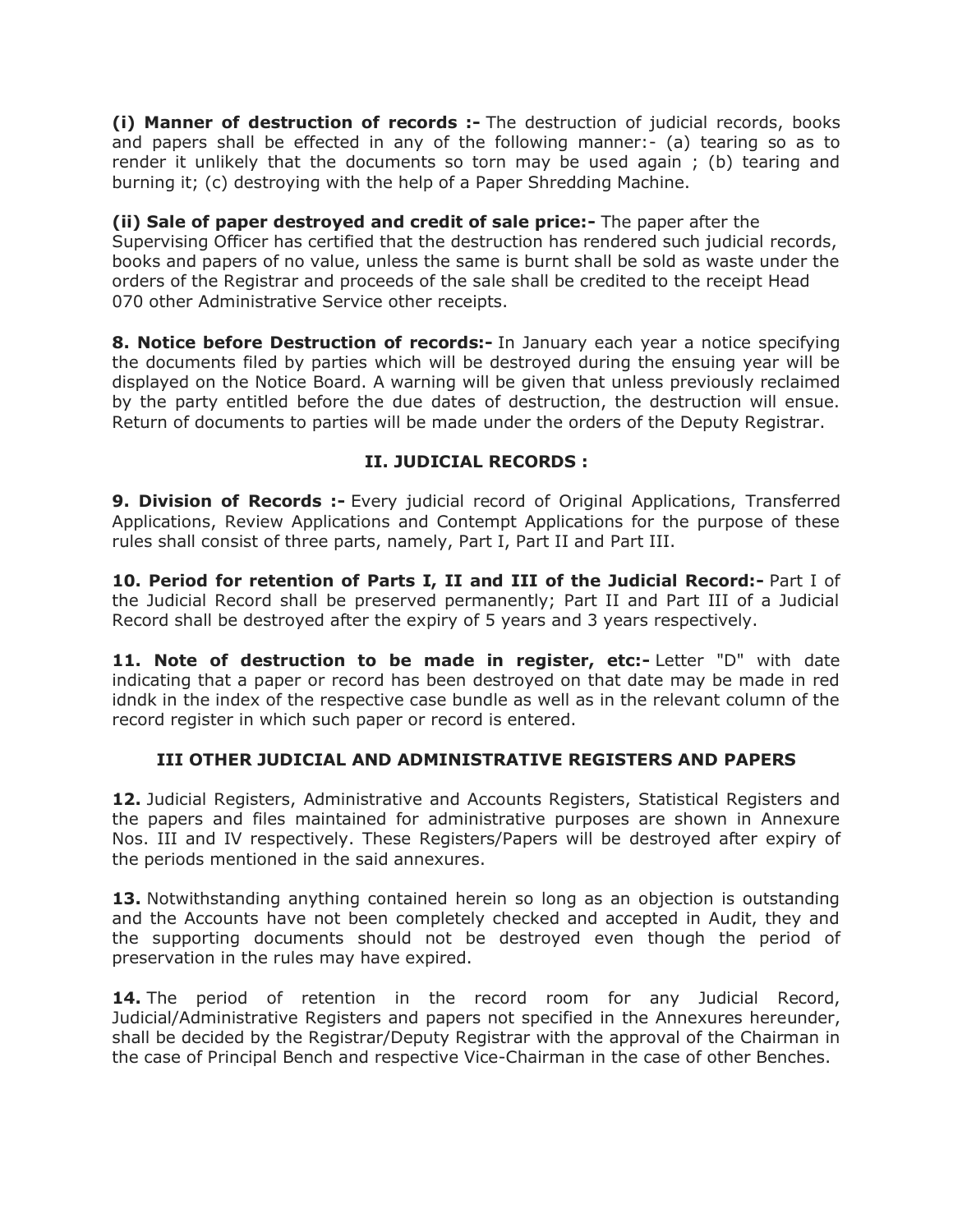**(i) Manner of destruction of records :-** The destruction of judicial records, books and papers shall be effected in any of the following manner:- (a) tearing so as to render it unlikely that the documents so torn may be used again ; (b) tearing and burning it; (c) destroying with the help of a Paper Shredding Machine.

**(ii) Sale of paper destroyed and credit of sale price:-** The paper after the Supervising Officer has certified that the destruction has rendered such judicial records, books and papers of no value, unless the same is burnt shall be sold as waste under the orders of the Registrar and proceeds of the sale shall be credited to the receipt Head 070 other Administrative Service other receipts.

**8. Notice before Destruction of records:-** In January each year a notice specifying the documents filed by parties which will be destroyed during the ensuing year will be displayed on the Notice Board. A warning will be given that unless previously reclaimed by the party entitled before the due dates of destruction, the destruction will ensue. Return of documents to parties will be made under the orders of the Deputy Registrar.

## II. JUDICIAL RECORDS :

**9. Division of Records :-** Every judicial record of Original Applications, Transferred Applications, Review Applications and Contempt Applications for the purpose of these rules shall consist of three parts, namely, Part I, Part II and Part III.

**10. Period for retention of Parts I, II and III of the Judicial Record:-** Part I of the Judicial Record shall be preserved permanently; Part II and Part III of a Judicial Record shall be destroyed after the expiry of 5 years and 3 years respectively.

**11. Note of destruction to be made in register, etc:-** Letter "D" with date indicating that a paper or record has been destroyed on that date may be made in red idndk in the index of the respective case bundle as well as in the relevant column of the record register in which such paper or record is entered.

## III OTHER JUDICIAL AND ADMINISTRATIVE REGISTERS AND PAPERS

**12.** Judicial Registers, Administrative and Accounts Registers, Statistical Registers and the papers and files maintained for administrative purposes are shown in Annexure Nos. III and IV respectively. These Registers/Papers will be destroyed after expiry of the periods mentioned in the said annexures.

**13.** Notwithstanding anything contained herein so long as an objection is outstanding and the Accounts have not been completely checked and accepted in Audit, they and the supporting documents should not be destroyed even though the period of preservation in the rules may have expired.

**14.** The period of retention in the record room for any Judicial Record, Judicial/Administrative Registers and papers not specified in the Annexures hereunder, shall be decided by the Registrar/Deputy Registrar with the approval of the Chairman in the case of Principal Bench and respective Vice-Chairman in the case of other Benches.